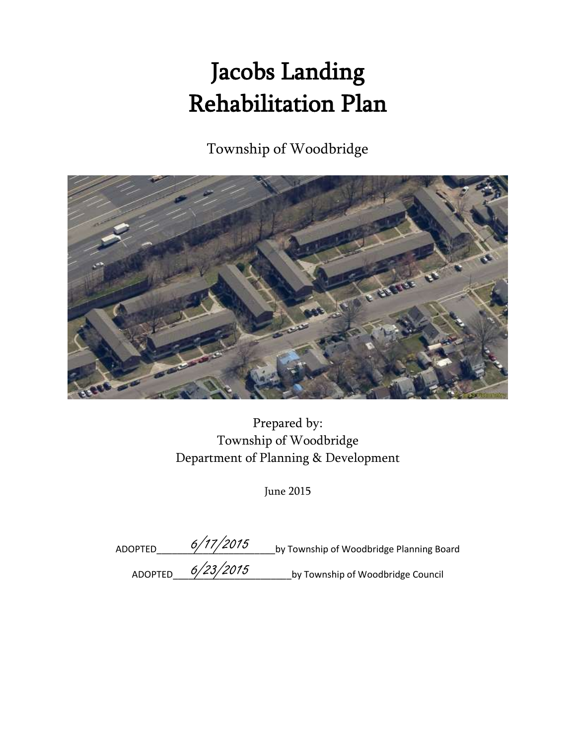# Jacobs Landing
# Rehabilitation Plan

Township of Woodbridge

Prepared by:
Township of Woodbridge
Department of Planning & Development

June 2015

ADOPTED 6/17/2015 by Township of Woodbridge Planning Board

ADOPTED 6/23/2015 by Township of Woodbridge Council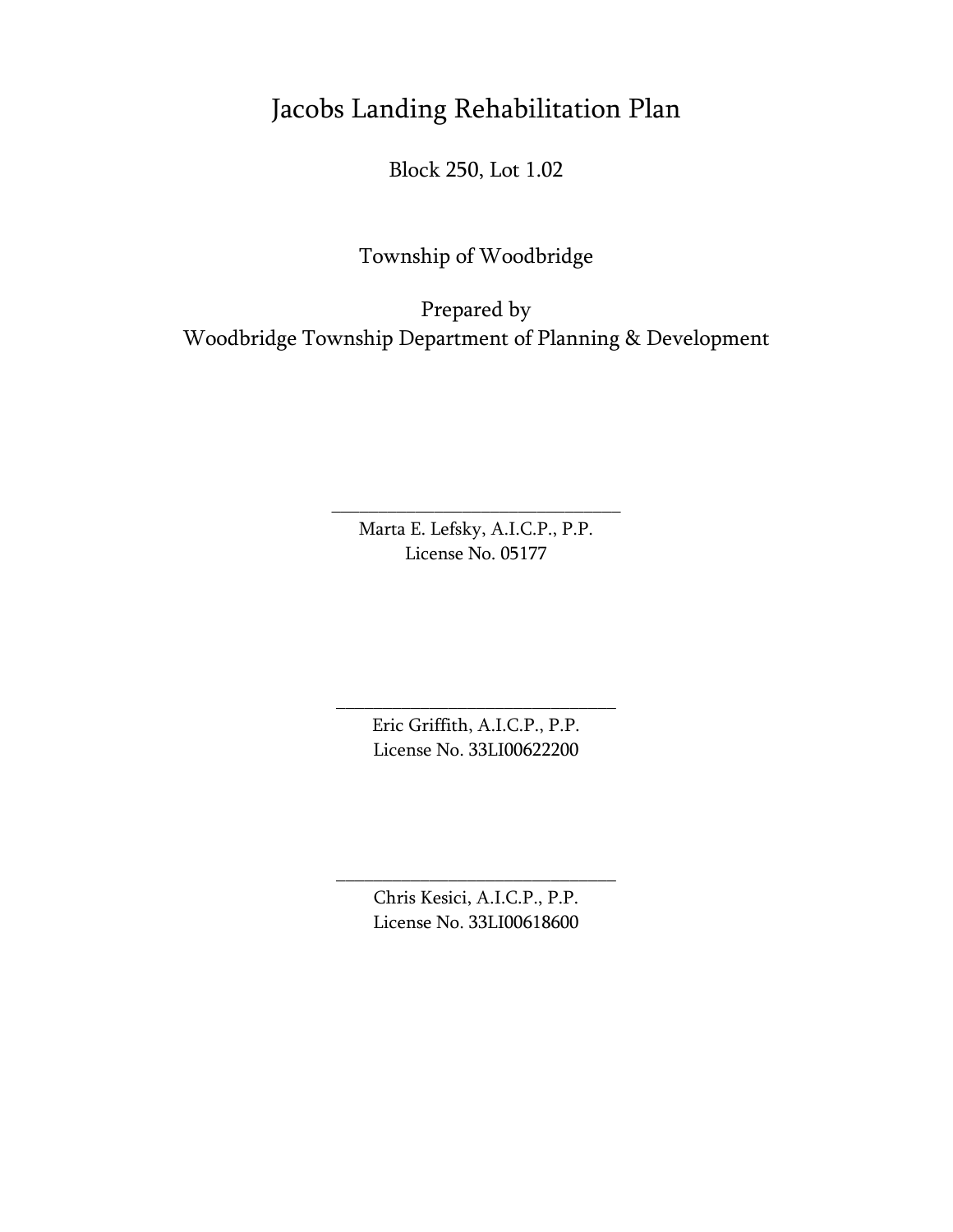# Jacobs Landing Rehabilitation Plan

Block 250, Lot 1.02

Township of Woodbridge

Prepared by
Woodbridge Township Department of Planning & Development

\_\_\_\_\_\_\_\_\_\_\_\_\_\_\_\_\_\_\_\_\_\_\_\_\_\_\_\_\_\_\_\_
Marta E. Lefsky, A.I.C.P., P.P.
License No. 05177

\_\_\_\_\_\_\_\_\_\_\_\_\_\_\_\_\_\_\_\_\_\_\_\_\_\_\_\_\_\_\_\_
Eric Griffith, A.I.C.P., P.P.
License No. 33LI00622200

\_\_\_\_\_\_\_\_\_\_\_\_\_\_\_\_\_\_\_\_\_\_\_\_\_\_\_\_\_\_\_\_
Chris Kesici, A.I.C.P., P.P.
License No. 33LI00618600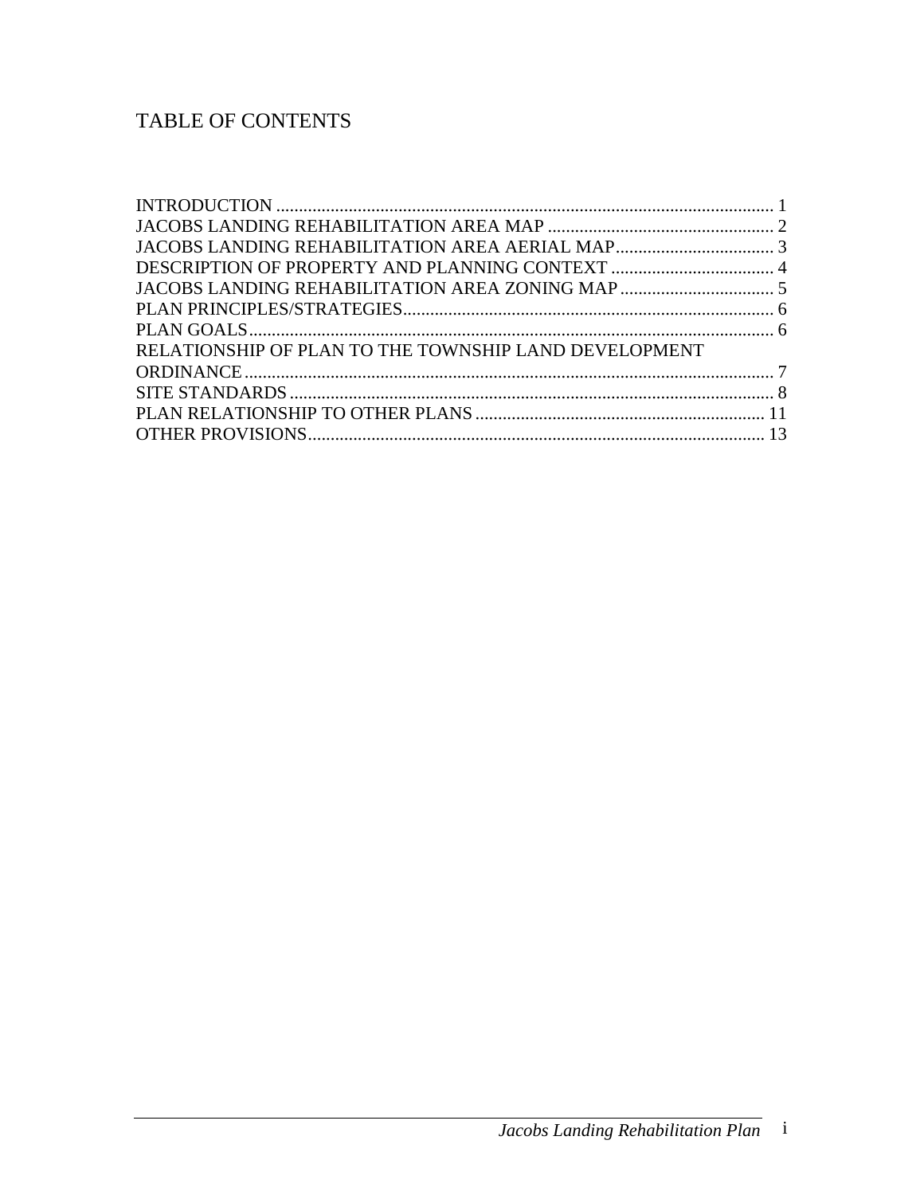# TABLE OF CONTENTS

INTRODUCTION ............................................................................................................. 1
JACOBS LANDING REHABILITATION AREA MAP ................................................... 2
JACOBS LANDING REHABILITATION AREA AERIAL MAP..................................... 3
DESCRIPTION OF PROPERTY AND PLANNING CONTEXT ..................................... 4
JACOBS LANDING REHABILITATION AREA ZONING MAP .................................. 5
PLAN PRINCIPLES/STRATEGIES.................................................................................. 6
PLAN GOALS.................................................................................................................... 6
RELATIONSHIP OF PLAN TO THE TOWNSHIP LAND DEVELOPMENT ORDINANCE ..................................................................................................................... 7
SITE STANDARDS ........................................................................................................... 8
PLAN RELATIONSHIP TO OTHER PLANS ................................................................ 11
OTHER PROVISIONS..................................................................................................... 13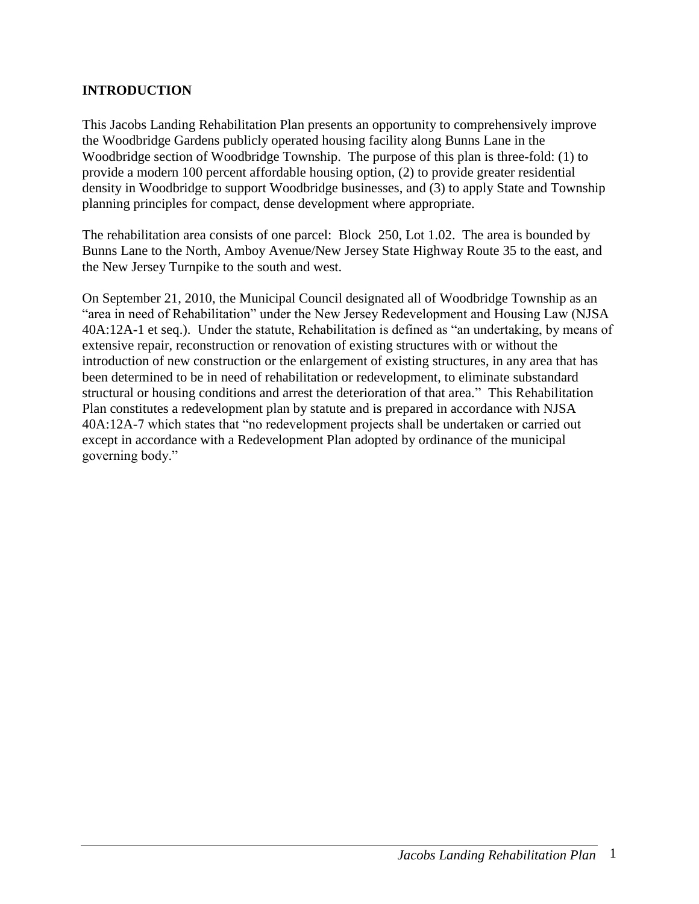## INTRODUCTION

This Jacobs Landing Rehabilitation Plan presents an opportunity to comprehensively improve the Woodbridge Gardens publicly operated housing facility along Bunns Lane in the Woodbridge section of Woodbridge Township. The purpose of this plan is three-fold: (1) to provide a modern 100 percent affordable housing option, (2) to provide greater residential density in Woodbridge to support Woodbridge businesses, and (3) to apply State and Township planning principles for compact, dense development where appropriate.

The rehabilitation area consists of one parcel: Block 250, Lot 1.02. The area is bounded by Bunns Lane to the North, Amboy Avenue/New Jersey State Highway Route 35 to the east, and the New Jersey Turnpike to the south and west.

On September 21, 2010, the Municipal Council designated all of Woodbridge Township as an "area in need of Rehabilitation" under the New Jersey Redevelopment and Housing Law (NJSA 40A:12A-1 et seq.). Under the statute, Rehabilitation is defined as "an undertaking, by means of extensive repair, reconstruction or renovation of existing structures with or without the introduction of new construction or the enlargement of existing structures, in any area that has been determined to be in need of rehabilitation or redevelopment, to eliminate substandard structural or housing conditions and arrest the deterioration of that area." This Rehabilitation Plan constitutes a redevelopment plan by statute and is prepared in accordance with NJSA 40A:12A-7 which states that "no redevelopment projects shall be undertaken or carried out except in accordance with a Redevelopment Plan adopted by ordinance of the municipal governing body."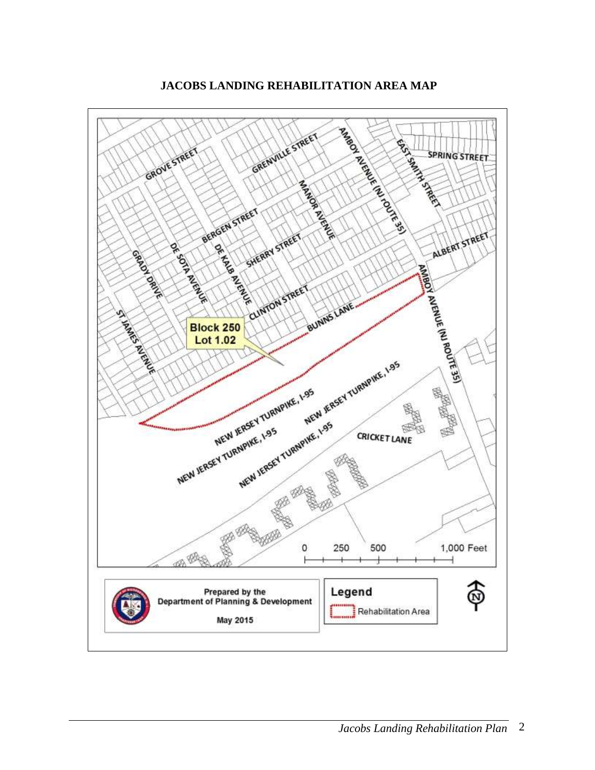# JACOBS LANDING REHABILITATION AREA MAP

GROVE STREET

GRENVILLE STREET

AMBOY AVENUE (NJ ROUTE 35)

EAST SMITH STREET

SPRING STREET

MANOR AVENUE

BERGEN STREET

ALBERT STREET

GRADY DRIVE

DE SOTA AVENUE

DE KALB AVENUE

SHERRY STREET

CLINTON STREET

BUNNS LANE

ST JAMES AVENUE

**Block 250**
**Lot 1.02**

NEW JERSEY TURNPIKE, I-95

CRICKET LANE

0 250 500 1,000 Feet

Prepared by the Department of Planning & Development

May 2015

**Legend**

Rehabilitation Area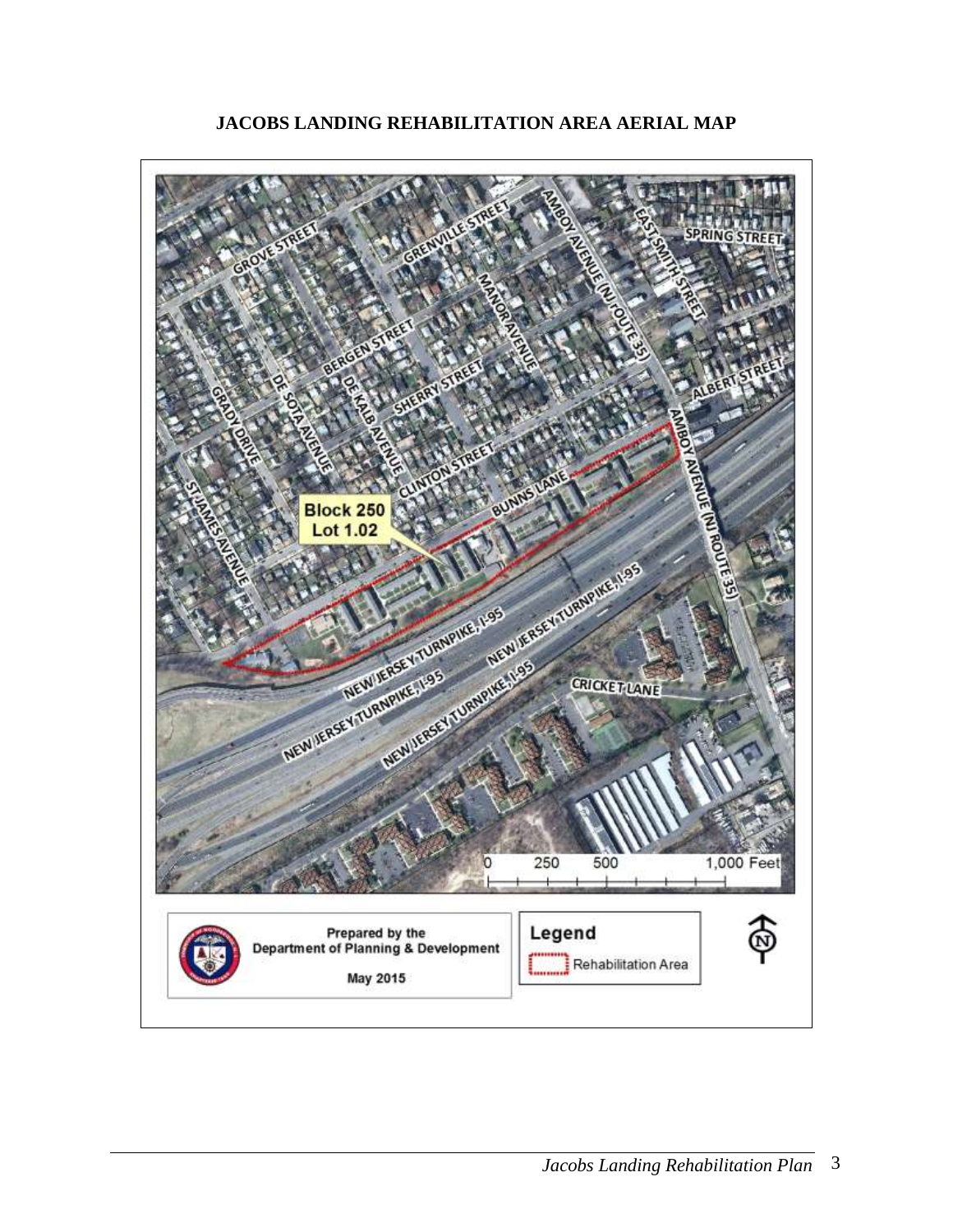## JACOBS LANDING REHABILITATION AREA AERIAL MAP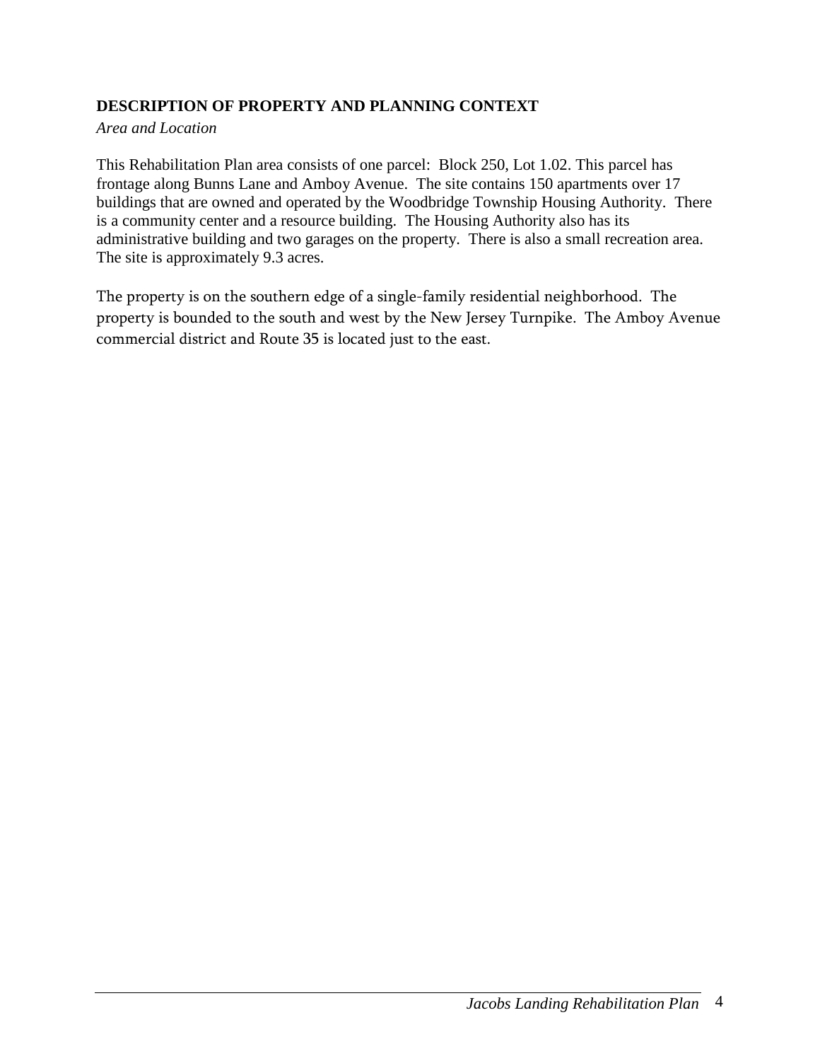## DESCRIPTION OF PROPERTY AND PLANNING CONTEXT

*Area and Location*

This Rehabilitation Plan area consists of one parcel: Block 250, Lot 1.02. This parcel has frontage along Bunns Lane and Amboy Avenue. The site contains 150 apartments over 17 buildings that are owned and operated by the Woodbridge Township Housing Authority. There is a community center and a resource building. The Housing Authority also has its administrative building and two garages on the property. There is also a small recreation area. The site is approximately 9.3 acres.

The property is on the southern edge of a single-family residential neighborhood. The property is bounded to the south and west by the New Jersey Turnpike. The Amboy Avenue commercial district and Route 35 is located just to the east.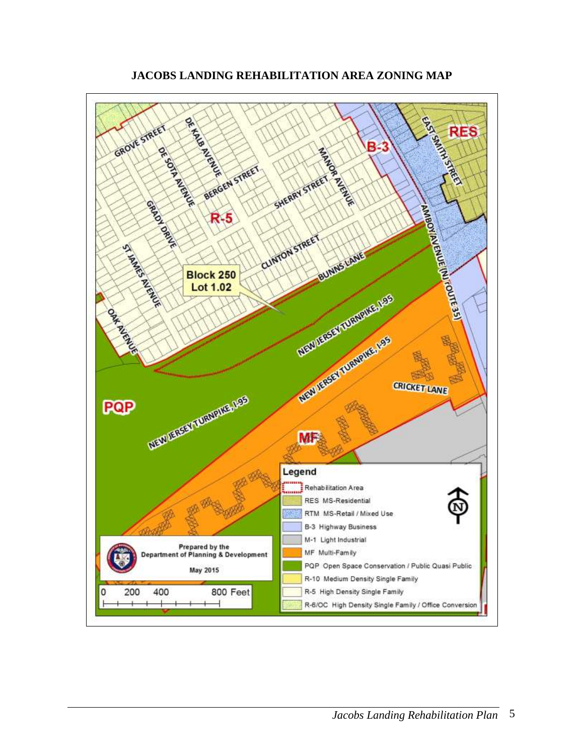**JACOBS LANDING REHABILITATION AREA ZONING MAP**

Block 250
Lot 1.02

**Legend**

- Rehabilitation Area
- RES MS-Residential
- RTM MS-Retail / Mixed Use
- B-3 Highway Business
- M-1 Light Industrial
- MF Multi-Family
- PQP Open Space Conservation / Public Quasi Public
- R-10 Medium Density Single Family
- R-5 High Density Single Family
- R-6/OC High Density Single Family / Office Conversion

Prepared by the Department of Planning & Development

May 2015

0 200 400 800 Feet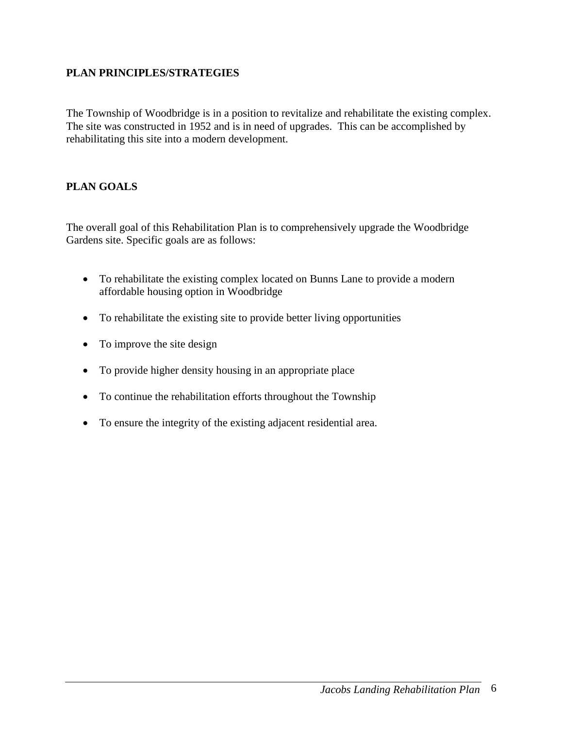## PLAN PRINCIPLES/STRATEGIES

The Township of Woodbridge is in a position to revitalize and rehabilitate the existing complex. The site was constructed in 1952 and is in need of upgrades. This can be accomplished by rehabilitating this site into a modern development.

## PLAN GOALS

The overall goal of this Rehabilitation Plan is to comprehensively upgrade the Woodbridge Gardens site. Specific goals are as follows:

- To rehabilitate the existing complex located on Bunns Lane to provide a modern affordable housing option in Woodbridge
- To rehabilitate the existing site to provide better living opportunities
- To improve the site design
- To provide higher density housing in an appropriate place
- To continue the rehabilitation efforts throughout the Township
- To ensure the integrity of the existing adjacent residential area.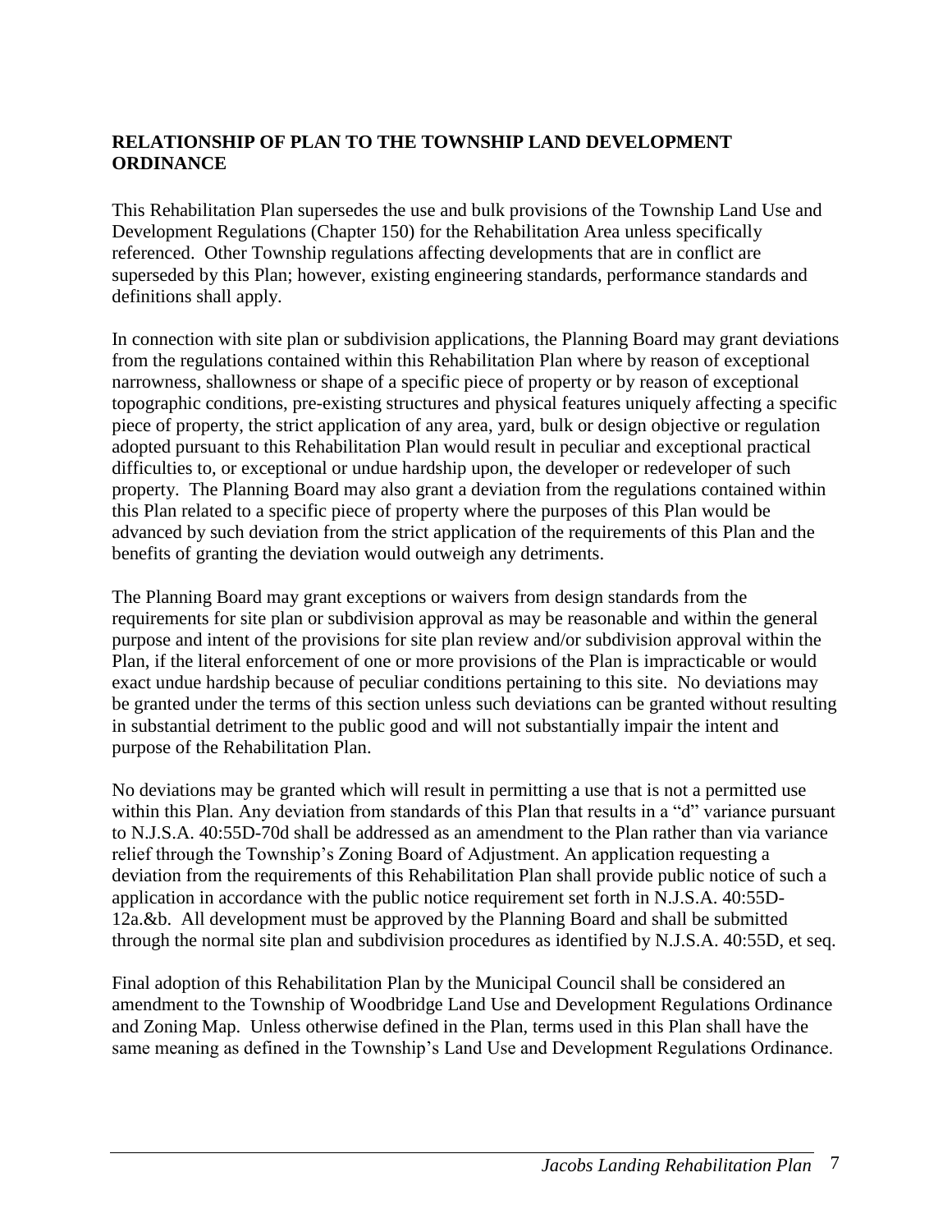## RELATIONSHIP OF PLAN TO THE TOWNSHIP LAND DEVELOPMENT ORDINANCE

This Rehabilitation Plan supersedes the use and bulk provisions of the Township Land Use and Development Regulations (Chapter 150) for the Rehabilitation Area unless specifically referenced. Other Township regulations affecting developments that are in conflict are superseded by this Plan; however, existing engineering standards, performance standards and definitions shall apply.

In connection with site plan or subdivision applications, the Planning Board may grant deviations from the regulations contained within this Rehabilitation Plan where by reason of exceptional narrowness, shallowness or shape of a specific piece of property or by reason of exceptional topographic conditions, pre-existing structures and physical features uniquely affecting a specific piece of property, the strict application of any area, yard, bulk or design objective or regulation adopted pursuant to this Rehabilitation Plan would result in peculiar and exceptional practical difficulties to, or exceptional or undue hardship upon, the developer or redeveloper of such property. The Planning Board may also grant a deviation from the regulations contained within this Plan related to a specific piece of property where the purposes of this Plan would be advanced by such deviation from the strict application of the requirements of this Plan and the benefits of granting the deviation would outweigh any detriments.

The Planning Board may grant exceptions or waivers from design standards from the requirements for site plan or subdivision approval as may be reasonable and within the general purpose and intent of the provisions for site plan review and/or subdivision approval within the Plan, if the literal enforcement of one or more provisions of the Plan is impracticable or would exact undue hardship because of peculiar conditions pertaining to this site. No deviations may be granted under the terms of this section unless such deviations can be granted without resulting in substantial detriment to the public good and will not substantially impair the intent and purpose of the Rehabilitation Plan.

No deviations may be granted which will result in permitting a use that is not a permitted use within this Plan. Any deviation from standards of this Plan that results in a "d" variance pursuant to N.J.S.A. 40:55D-70d shall be addressed as an amendment to the Plan rather than via variance relief through the Township's Zoning Board of Adjustment. An application requesting a deviation from the requirements of this Rehabilitation Plan shall provide public notice of such a application in accordance with the public notice requirement set forth in N.J.S.A. 40:55D-12a.&b. All development must be approved by the Planning Board and shall be submitted through the normal site plan and subdivision procedures as identified by N.J.S.A. 40:55D, et seq.

Final adoption of this Rehabilitation Plan by the Municipal Council shall be considered an amendment to the Township of Woodbridge Land Use and Development Regulations Ordinance and Zoning Map. Unless otherwise defined in the Plan, terms used in this Plan shall have the same meaning as defined in the Township's Land Use and Development Regulations Ordinance.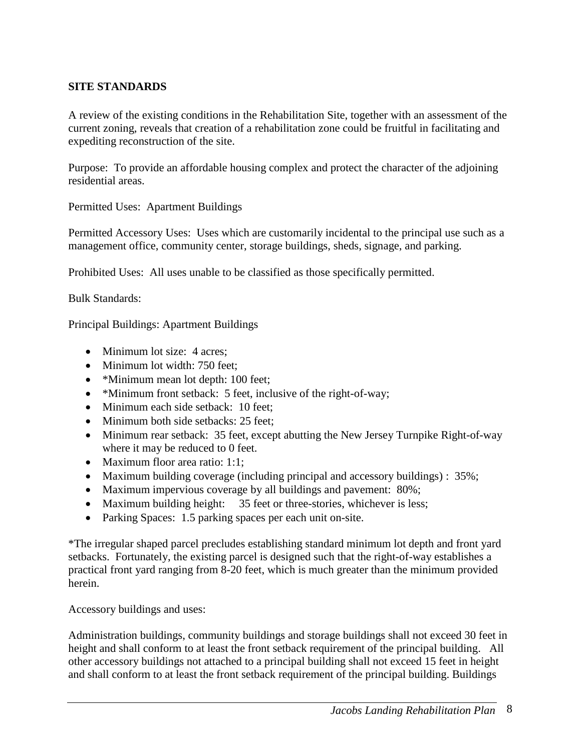**SITE STANDARDS**

A review of the existing conditions in the Rehabilitation Site, together with an assessment of the current zoning, reveals that creation of a rehabilitation zone could be fruitful in facilitating and expediting reconstruction of the site.

Purpose: To provide an affordable housing complex and protect the character of the adjoining residential areas.

Permitted Uses: Apartment Buildings

Permitted Accessory Uses: Uses which are customarily incidental to the principal use such as a management office, community center, storage buildings, sheds, signage, and parking.

Prohibited Uses: All uses unable to be classified as those specifically permitted.

Bulk Standards:

Principal Buildings: Apartment Buildings

- Minimum lot size: 4 acres;
- Minimum lot width: 750 feet;
- *Minimum mean lot depth: 100 feet;
- *Minimum front setback: 5 feet, inclusive of the right-of-way;
- Minimum each side setback: 10 feet;
- Minimum both side setbacks: 25 feet;
- Minimum rear setback: 35 feet, except abutting the New Jersey Turnpike Right-of-way where it may be reduced to 0 feet.
- Maximum floor area ratio: 1:1;
- Maximum building coverage (including principal and accessory buildings) : 35%;
- Maximum impervious coverage by all buildings and pavement: 80%;
- Maximum building height: 35 feet or three-stories, whichever is less;
- Parking Spaces: 1.5 parking spaces per each unit on-site.

*The irregular shaped parcel precludes establishing standard minimum lot depth and front yard setbacks. Fortunately, the existing parcel is designed such that the right-of-way establishes a practical front yard ranging from 8-20 feet, which is much greater than the minimum provided herein.

Accessory buildings and uses:

Administration buildings, community buildings and storage buildings shall not exceed 30 feet in height and shall conform to at least the front setback requirement of the principal building. All other accessory buildings not attached to a principal building shall not exceed 15 feet in height and shall conform to at least the front setback requirement of the principal building. Buildings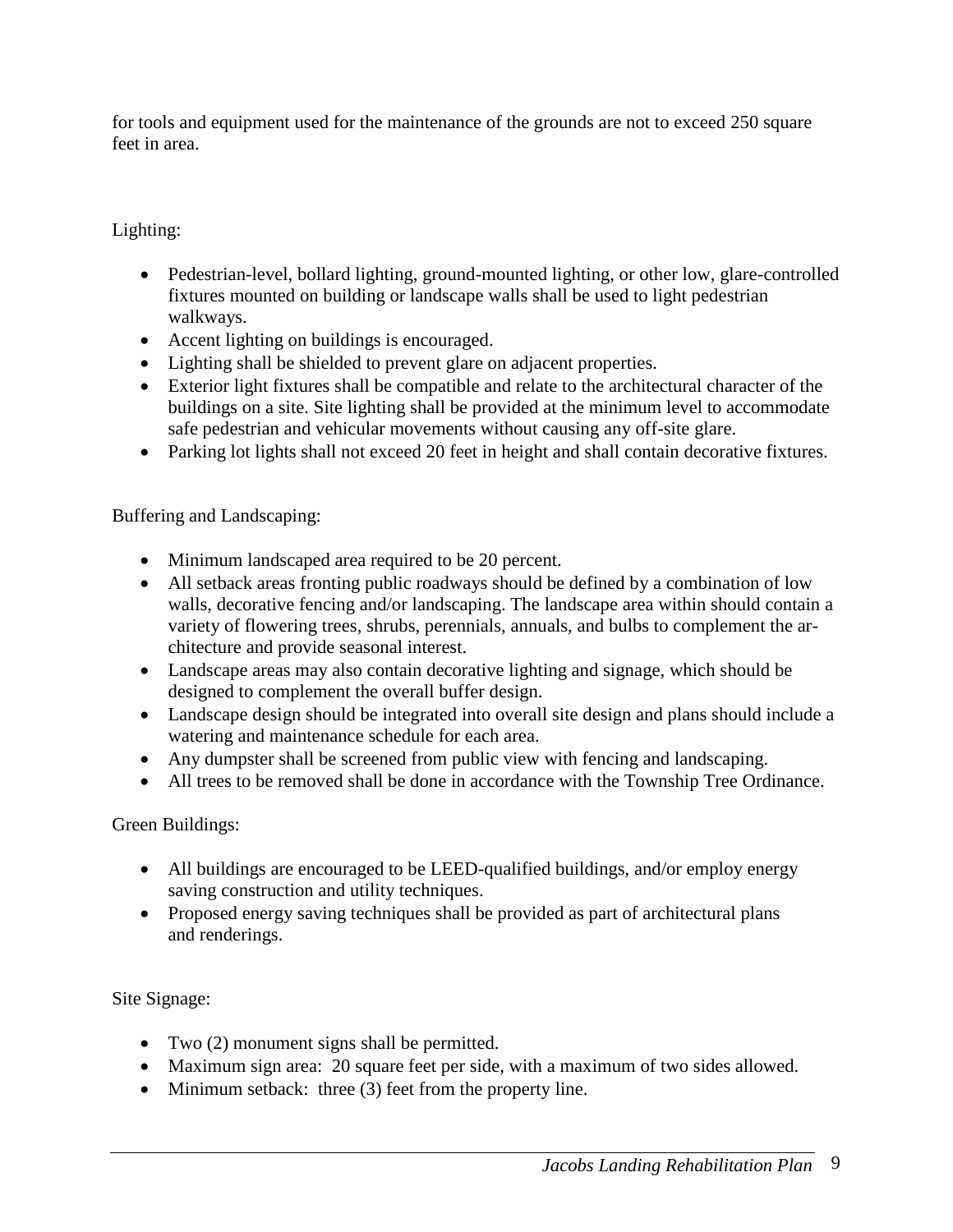for tools and equipment used for the maintenance of the grounds are not to exceed 250 square feet in area.

Lighting:

- Pedestrian-level, bollard lighting, ground-mounted lighting, or other low, glare-controlled fixtures mounted on building or landscape walls shall be used to light pedestrian walkways.
- Accent lighting on buildings is encouraged.
- Lighting shall be shielded to prevent glare on adjacent properties.
- Exterior light fixtures shall be compatible and relate to the architectural character of the buildings on a site. Site lighting shall be provided at the minimum level to accommodate safe pedestrian and vehicular movements without causing any off-site glare.
- Parking lot lights shall not exceed 20 feet in height and shall contain decorative fixtures.

Buffering and Landscaping:

- Minimum landscaped area required to be 20 percent.
- All setback areas fronting public roadways should be defined by a combination of low walls, decorative fencing and/or landscaping. The landscape area within should contain a variety of flowering trees, shrubs, perennials, annuals, and bulbs to complement the architecture and provide seasonal interest.
- Landscape areas may also contain decorative lighting and signage, which should be designed to complement the overall buffer design.
- Landscape design should be integrated into overall site design and plans should include a watering and maintenance schedule for each area.
- Any dumpster shall be screened from public view with fencing and landscaping.
- All trees to be removed shall be done in accordance with the Township Tree Ordinance.

Green Buildings:

- All buildings are encouraged to be LEED-qualified buildings, and/or employ energy saving construction and utility techniques.
- Proposed energy saving techniques shall be provided as part of architectural plans and renderings.

Site Signage:

- Two (2) monument signs shall be permitted.
- Maximum sign area: 20 square feet per side, with a maximum of two sides allowed.
- Minimum setback: three (3) feet from the property line.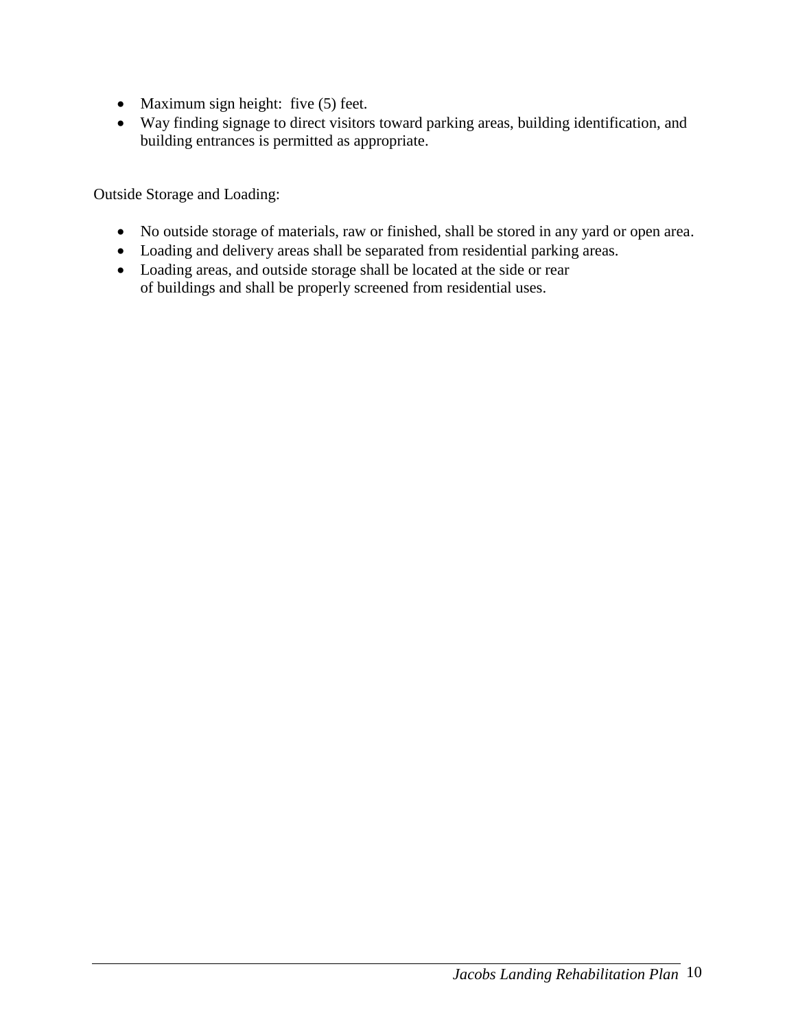- Maximum sign height: five (5) feet.
- Way finding signage to direct visitors toward parking areas, building identification, and building entrances is permitted as appropriate.

Outside Storage and Loading:

- No outside storage of materials, raw or finished, shall be stored in any yard or open area.
- Loading and delivery areas shall be separated from residential parking areas.
- Loading areas, and outside storage shall be located at the side or rear of buildings and shall be properly screened from residential uses.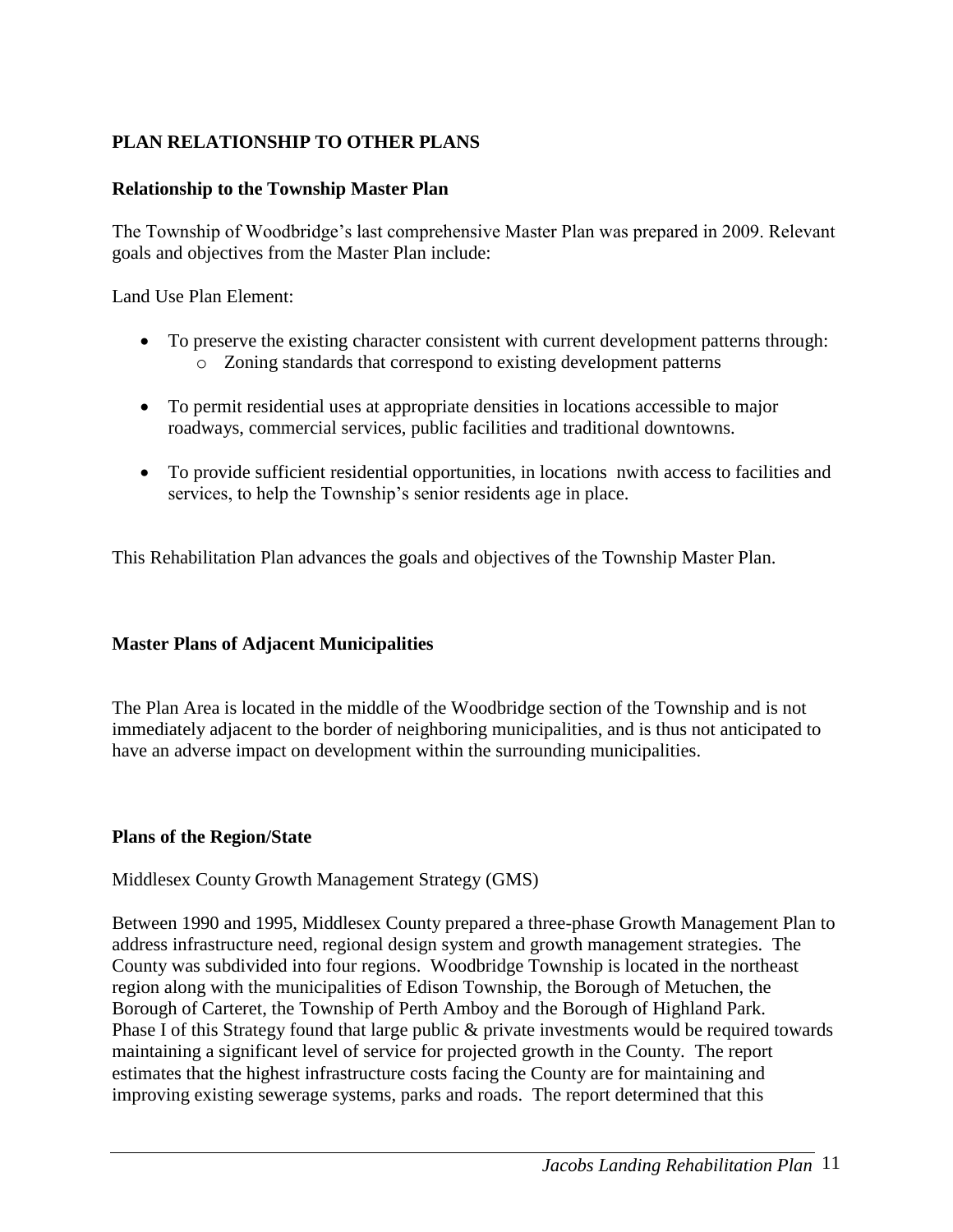## PLAN RELATIONSHIP TO OTHER PLANS

### Relationship to the Township Master Plan

The Township of Woodbridge's last comprehensive Master Plan was prepared in 2009. Relevant goals and objectives from the Master Plan include:

Land Use Plan Element:

- To preserve the existing character consistent with current development patterns through:
    - Zoning standards that correspond to existing development patterns
- To permit residential uses at appropriate densities in locations accessible to major roadways, commercial services, public facilities and traditional downtowns.
- To provide sufficient residential opportunities, in locations nwith access to facilities and services, to help the Township's senior residents age in place.

This Rehabilitation Plan advances the goals and objectives of the Township Master Plan.

### Master Plans of Adjacent Municipalities

The Plan Area is located in the middle of the Woodbridge section of the Township and is not immediately adjacent to the border of neighboring municipalities, and is thus not anticipated to have an adverse impact on development within the surrounding municipalities.

### Plans of the Region/State

Middlesex County Growth Management Strategy (GMS)

Between 1990 and 1995, Middlesex County prepared a three-phase Growth Management Plan to address infrastructure need, regional design system and growth management strategies. The County was subdivided into four regions. Woodbridge Township is located in the northeast region along with the municipalities of Edison Township, the Borough of Metuchen, the Borough of Carteret, the Township of Perth Amboy and the Borough of Highland Park. Phase I of this Strategy found that large public & private investments would be required towards maintaining a significant level of service for projected growth in the County. The report estimates that the highest infrastructure costs facing the County are for maintaining and improving existing sewerage systems, parks and roads. The report determined that this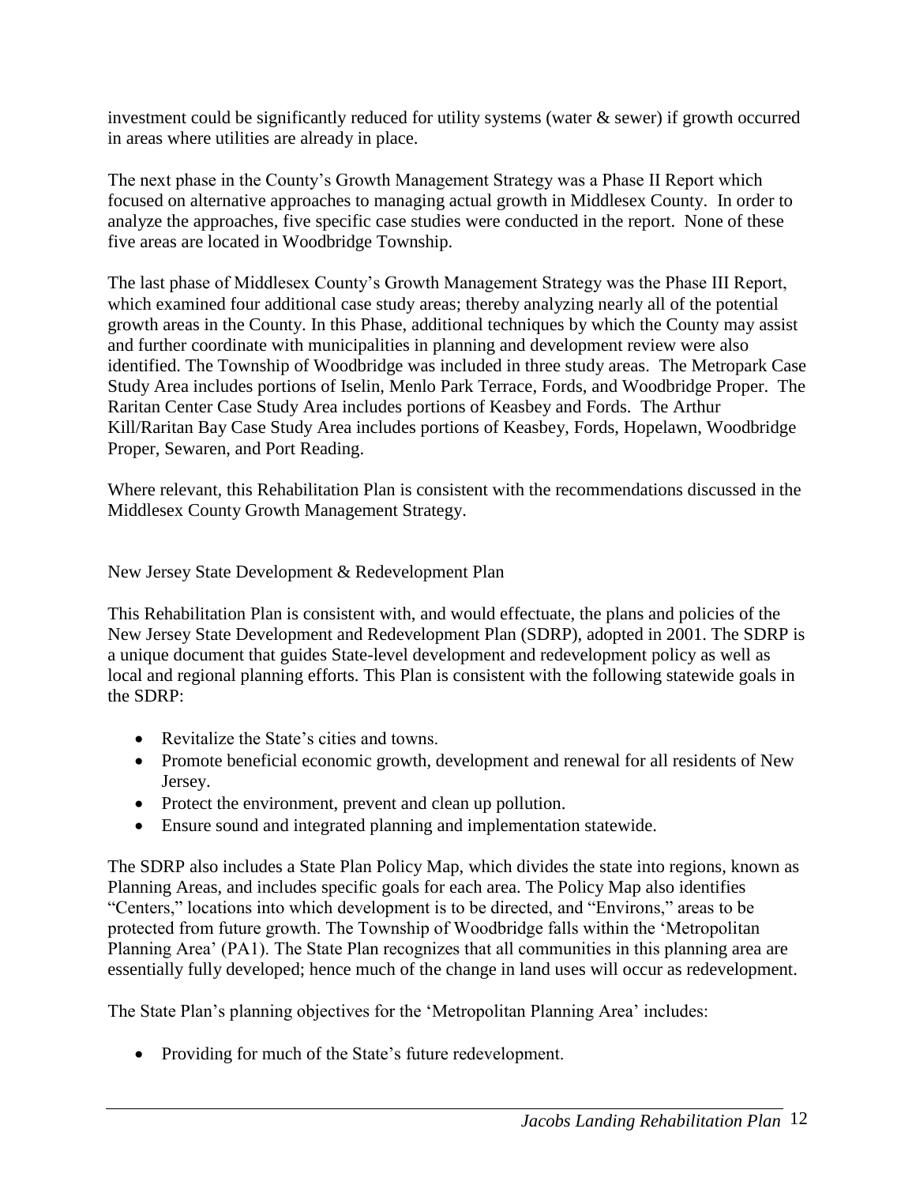investment could be significantly reduced for utility systems (water & sewer) if growth occurred in areas where utilities are already in place.

The next phase in the County's Growth Management Strategy was a Phase II Report which focused on alternative approaches to managing actual growth in Middlesex County. In order to analyze the approaches, five specific case studies were conducted in the report. None of these five areas are located in Woodbridge Township.

The last phase of Middlesex County's Growth Management Strategy was the Phase III Report, which examined four additional case study areas; thereby analyzing nearly all of the potential growth areas in the County. In this Phase, additional techniques by which the County may assist and further coordinate with municipalities in planning and development review were also identified. The Township of Woodbridge was included in three study areas. The Metropark Case Study Area includes portions of Iselin, Menlo Park Terrace, Fords, and Woodbridge Proper. The Raritan Center Case Study Area includes portions of Keasbey and Fords. The Arthur Kill/Raritan Bay Case Study Area includes portions of Keasbey, Fords, Hopelawn, Woodbridge Proper, Sewaren, and Port Reading.

Where relevant, this Rehabilitation Plan is consistent with the recommendations discussed in the Middlesex County Growth Management Strategy.

New Jersey State Development & Redevelopment Plan

This Rehabilitation Plan is consistent with, and would effectuate, the plans and policies of the New Jersey State Development and Redevelopment Plan (SDRP), adopted in 2001. The SDRP is a unique document that guides State-level development and redevelopment policy as well as local and regional planning efforts. This Plan is consistent with the following statewide goals in the SDRP:

- Revitalize the State's cities and towns.
- Promote beneficial economic growth, development and renewal for all residents of New Jersey.
- Protect the environment, prevent and clean up pollution.
- Ensure sound and integrated planning and implementation statewide.

The SDRP also includes a State Plan Policy Map, which divides the state into regions, known as Planning Areas, and includes specific goals for each area. The Policy Map also identifies "Centers," locations into which development is to be directed, and "Environs," areas to be protected from future growth. The Township of Woodbridge falls within the 'Metropolitan Planning Area' (PA1). The State Plan recognizes that all communities in this planning area are essentially fully developed; hence much of the change in land uses will occur as redevelopment.

The State Plan's planning objectives for the 'Metropolitan Planning Area' includes:

- Providing for much of the State's future redevelopment.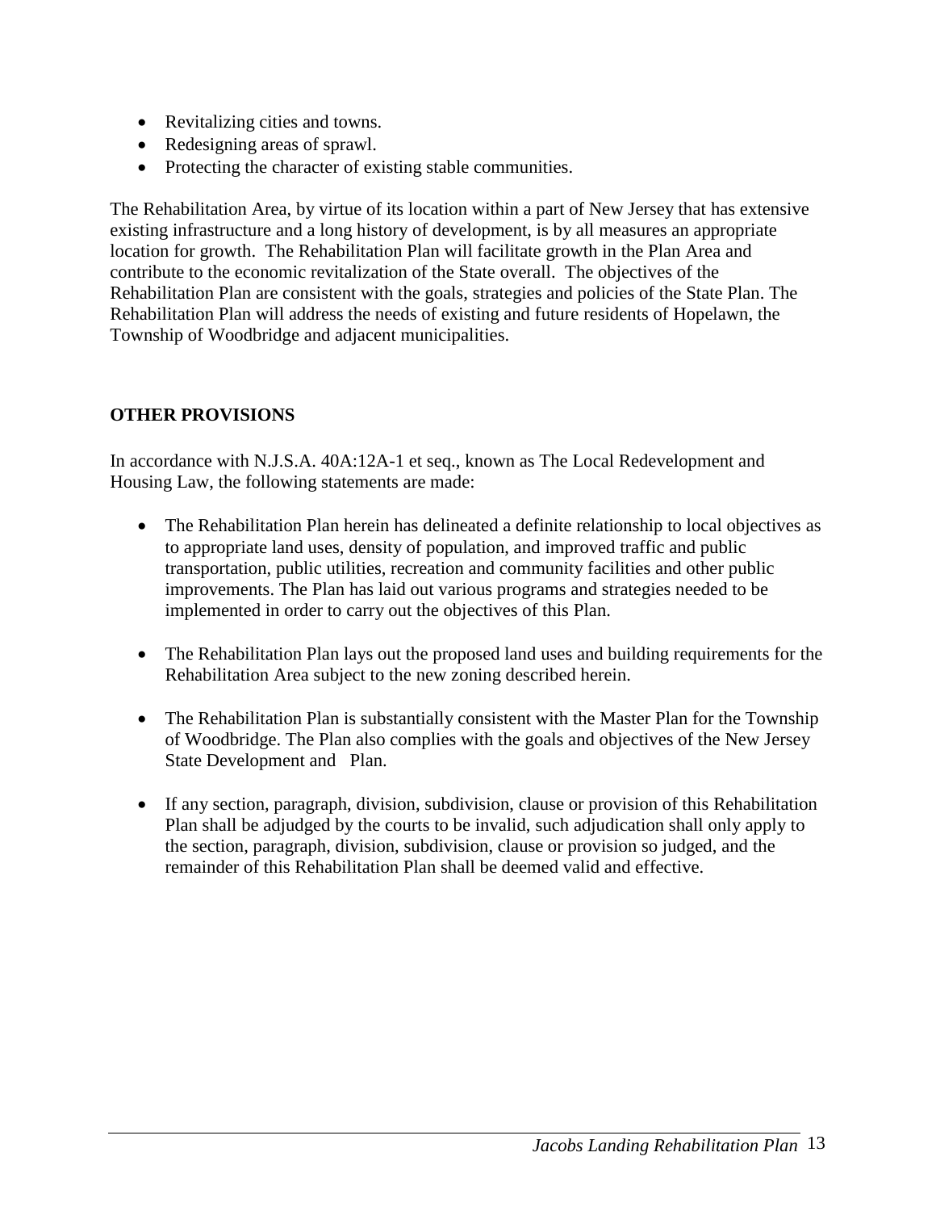- Revitalizing cities and towns.
- Redesigning areas of sprawl.
- Protecting the character of existing stable communities.

The Rehabilitation Area, by virtue of its location within a part of New Jersey that has extensive existing infrastructure and a long history of development, is by all measures an appropriate location for growth. The Rehabilitation Plan will facilitate growth in the Plan Area and contribute to the economic revitalization of the State overall. The objectives of the Rehabilitation Plan are consistent with the goals, strategies and policies of the State Plan. The Rehabilitation Plan will address the needs of existing and future residents of Hopelawn, the Township of Woodbridge and adjacent municipalities.

## OTHER PROVISIONS

In accordance with N.J.S.A. 40A:12A-1 et seq., known as The Local Redevelopment and Housing Law, the following statements are made:

- The Rehabilitation Plan herein has delineated a definite relationship to local objectives as to appropriate land uses, density of population, and improved traffic and public transportation, public utilities, recreation and community facilities and other public improvements. The Plan has laid out various programs and strategies needed to be implemented in order to carry out the objectives of this Plan.

- The Rehabilitation Plan lays out the proposed land uses and building requirements for the Rehabilitation Area subject to the new zoning described herein.

- The Rehabilitation Plan is substantially consistent with the Master Plan for the Township of Woodbridge. The Plan also complies with the goals and objectives of the New Jersey State Development and Plan.

- If any section, paragraph, division, subdivision, clause or provision of this Rehabilitation Plan shall be adjudged by the courts to be invalid, such adjudication shall only apply to the section, paragraph, division, subdivision, clause or provision so judged, and the remainder of this Rehabilitation Plan shall be deemed valid and effective.